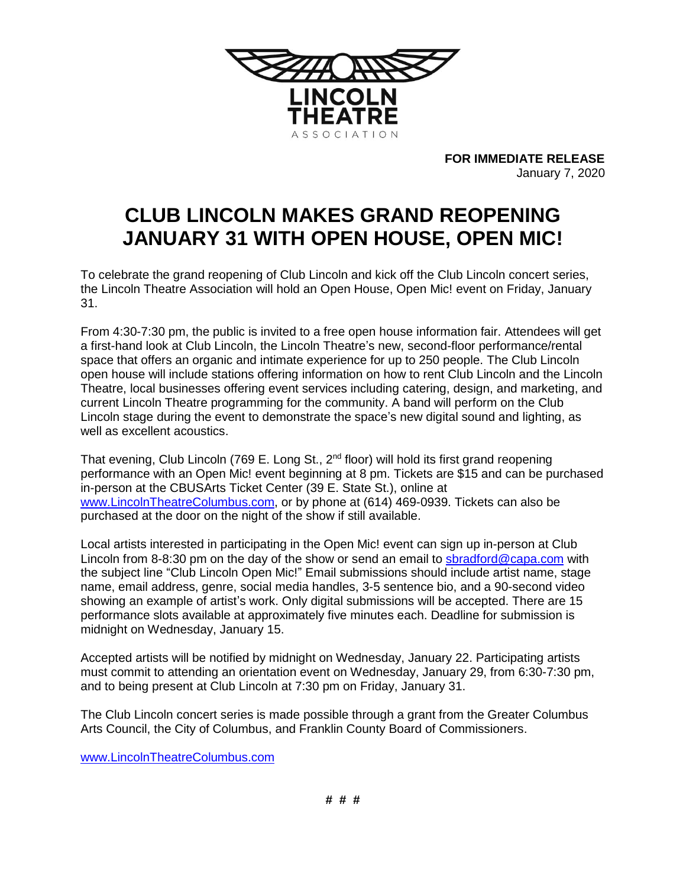LINCOLN THEATRE

ASSOCIATION

**FOR IMMEDIATE RELEASE**
January 7, 2020

# CLUB LINCOLN MAKES GRAND REOPENING JANUARY 31 WITH OPEN HOUSE, OPEN MIC!

To celebrate the grand reopening of Club Lincoln and kick off the Club Lincoln concert series, the Lincoln Theatre Association will hold an Open House, Open Mic! event on Friday, January 31.

From 4:30-7:30 pm, the public is invited to a free open house information fair. Attendees will get a first-hand look at Club Lincoln, the Lincoln Theatre's new, second-floor performance/rental space that offers an organic and intimate experience for up to 250 people. The Club Lincoln open house will include stations offering information on how to rent Club Lincoln and the Lincoln Theatre, local businesses offering event services including catering, design, and marketing, and current Lincoln Theatre programming for the community. A band will perform on the Club Lincoln stage during the event to demonstrate the space's new digital sound and lighting, as well as excellent acoustics.

That evening, Club Lincoln (769 E. Long St., 2nd floor) will hold its first grand reopening performance with an Open Mic! event beginning at 8 pm. Tickets are $15 and can be purchased in-person at the CBUSArts Ticket Center (39 E. State St.), online at www.LincolnTheatreColumbus.com, or by phone at (614) 469-0939. Tickets can also be purchased at the door on the night of the show if still available.

Local artists interested in participating in the Open Mic! event can sign up in-person at Club Lincoln from 8-8:30 pm on the day of the show or send an email to sbradford@capa.com with the subject line "Club Lincoln Open Mic!" Email submissions should include artist name, stage name, email address, genre, social media handles, 3-5 sentence bio, and a 90-second video showing an example of artist's work. Only digital submissions will be accepted. There are 15 performance slots available at approximately five minutes each. Deadline for submission is midnight on Wednesday, January 15.

Accepted artists will be notified by midnight on Wednesday, January 22. Participating artists must commit to attending an orientation event on Wednesday, January 29, from 6:30-7:30 pm, and to being present at Club Lincoln at 7:30 pm on Friday, January 31.

The Club Lincoln concert series is made possible through a grant from the Greater Columbus Arts Council, the City of Columbus, and Franklin County Board of Commissioners.

www.LincolnTheatreColumbus.com

# # #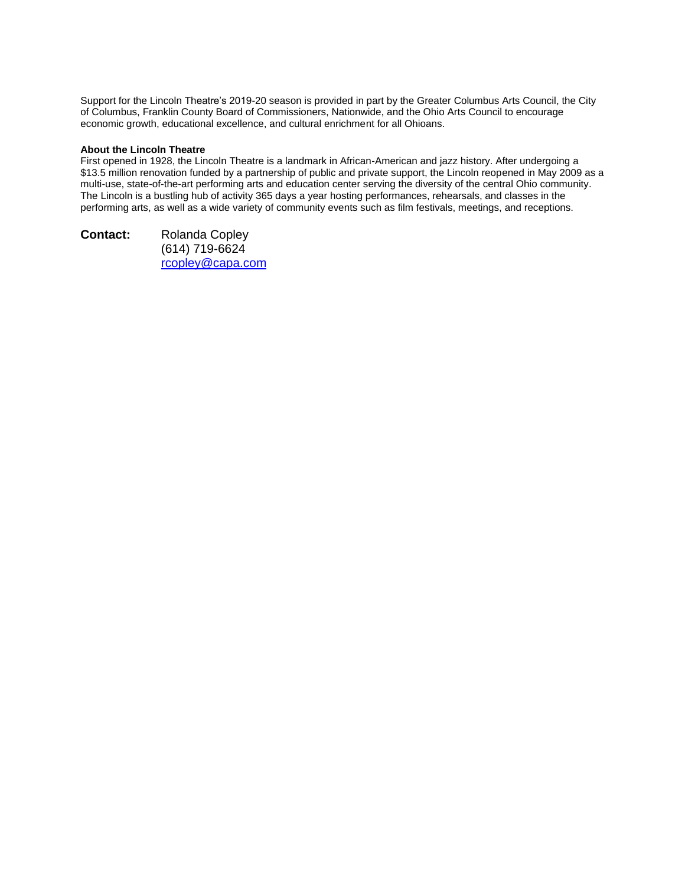Support for the Lincoln Theatre's 2019-20 season is provided in part by the Greater Columbus Arts Council, the City of Columbus, Franklin County Board of Commissioners, Nationwide, and the Ohio Arts Council to encourage economic growth, educational excellence, and cultural enrichment for all Ohioans.

**About the Lincoln Theatre**

First opened in 1928, the Lincoln Theatre is a landmark in African-American and jazz history. After undergoing a $13.5 million renovation funded by a partnership of public and private support, the Lincoln reopened in May 2009 as a multi-use, state-of-the-art performing arts and education center serving the diversity of the central Ohio community. The Lincoln is a bustling hub of activity 365 days a year hosting performances, rehearsals, and classes in the performing arts, as well as a wide variety of community events such as film festivals, meetings, and receptions.

**Contact:** Rolanda Copley
(614) 719-6624
rcopley@capa.com